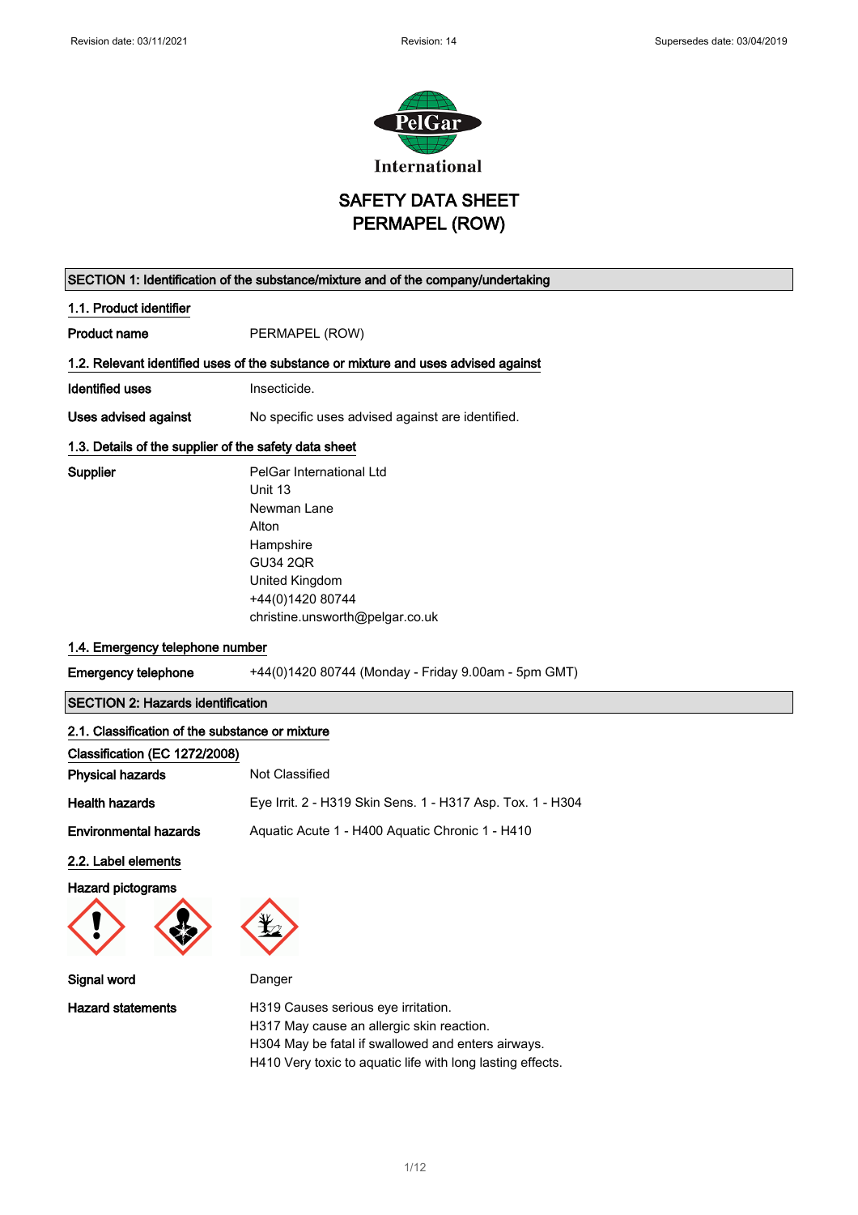PelGar International

# SAFETY DATA SHEET
# PERMAPEL (ROW)

## SECTION 1: Identification of the substance/mixture and of the company/undertaking

### 1.1. Product identifier

**Product name** PERMAPEL (ROW)

### 1.2. Relevant identified uses of the substance or mixture and uses advised against

**Identified uses** Insecticide.

**Uses advised against** No specific uses advised against are identified.

### 1.3. Details of the supplier of the safety data sheet

**Supplier**
PelGar International Ltd
Unit 13
Newman Lane
Alton
Hampshire
GU34 2QR
United Kingdom
+44(0)1420 80744
christine.unsworth@pelgar.co.uk

### 1.4. Emergency telephone number

**Emergency telephone** +44(0)1420 80744 (Monday - Friday 9.00am - 5pm GMT)

## SECTION 2: Hazards identification

### 2.1. Classification of the substance or mixture

**Classification (EC 1272/2008)**

**Physical hazards** Not Classified

**Health hazards** Eye Irrit. 2 - H319 Skin Sens. 1 - H317 Asp. Tox. 1 - H304

**Environmental hazards** Aquatic Acute 1 - H400 Aquatic Chronic 1 - H410

### 2.2. Label elements

**Hazard pictograms**

**Signal word** Danger

**Hazard statements**
H319 Causes serious eye irritation.
H317 May cause an allergic skin reaction.
H304 May be fatal if swallowed and enters airways.
H410 Very toxic to aquatic life with long lasting effects.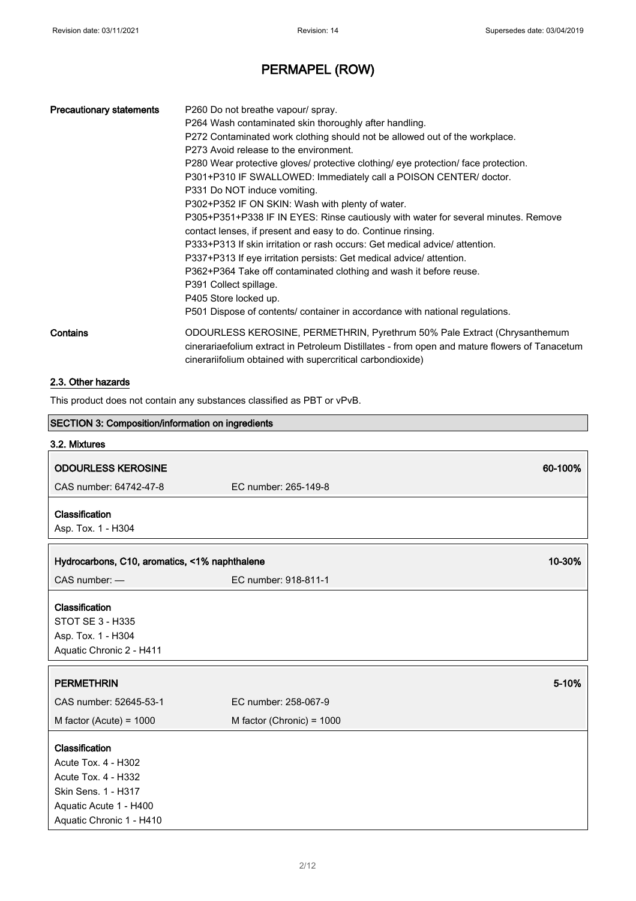# PERMAPEL (ROW)

| | |
|---|---|
| **Precautionary statements** | P260 Do not breathe vapour/ spray.<br>P264 Wash contaminated skin thoroughly after handling.<br>P272 Contaminated work clothing should not be allowed out of the workplace.<br>P273 Avoid release to the environment.<br>P280 Wear protective gloves/ protective clothing/ eye protection/ face protection.<br>P301+P310 IF SWALLOWED: Immediately call a POISON CENTER/ doctor.<br>P331 Do NOT induce vomiting.<br>P302+P352 IF ON SKIN: Wash with plenty of water.<br>P305+P351+P338 IF IN EYES: Rinse cautiously with water for several minutes. Remove contact lenses, if present and easy to do. Continue rinsing.<br>P333+P313 If skin irritation or rash occurs: Get medical advice/ attention.<br>P337+P313 If eye irritation persists: Get medical advice/ attention.<br>P362+P364 Take off contaminated clothing and wash it before reuse.<br>P391 Collect spillage.<br>P405 Store locked up.<br>P501 Dispose of contents/ container in accordance with national regulations. |
| **Contains** | ODOURLESS KEROSINE, PERMETHRIN, Pyrethrum 50% Pale Extract (Chrysanthemum cinerariaefolium extract in Petroleum Distillates - from open and mature flowers of Tanacetum cinerariifolium obtained with supercritical carbondioxide) |

## 2.3. Other hazards

This product does not contain any substances classified as PBT or vPvB.

## SECTION 3: Composition/information on ingredients

### 3.2. Mixtures

**ODOURLESS KEROSINE** — 60-100%

CAS number: 64742-47-8 | EC number: 265-149-8

**Classification**
Asp. Tox. 1 - H304

**Hydrocarbons, C10, aromatics, <1% naphthalene** — 10-30%

CAS number: — | EC number: 918-811-1

**Classification**
STOT SE 3 - H335
Asp. Tox. 1 - H304
Aquatic Chronic 2 - H411

**PERMETHRIN** — 5-10%

CAS number: 52645-53-1 | EC number: 258-067-9

M factor (Acute) = 1000 | M factor (Chronic) = 1000

**Classification**
Acute Tox. 4 - H302
Acute Tox. 4 - H332
Skin Sens. 1 - H317
Aquatic Acute 1 - H400
Aquatic Chronic 1 - H410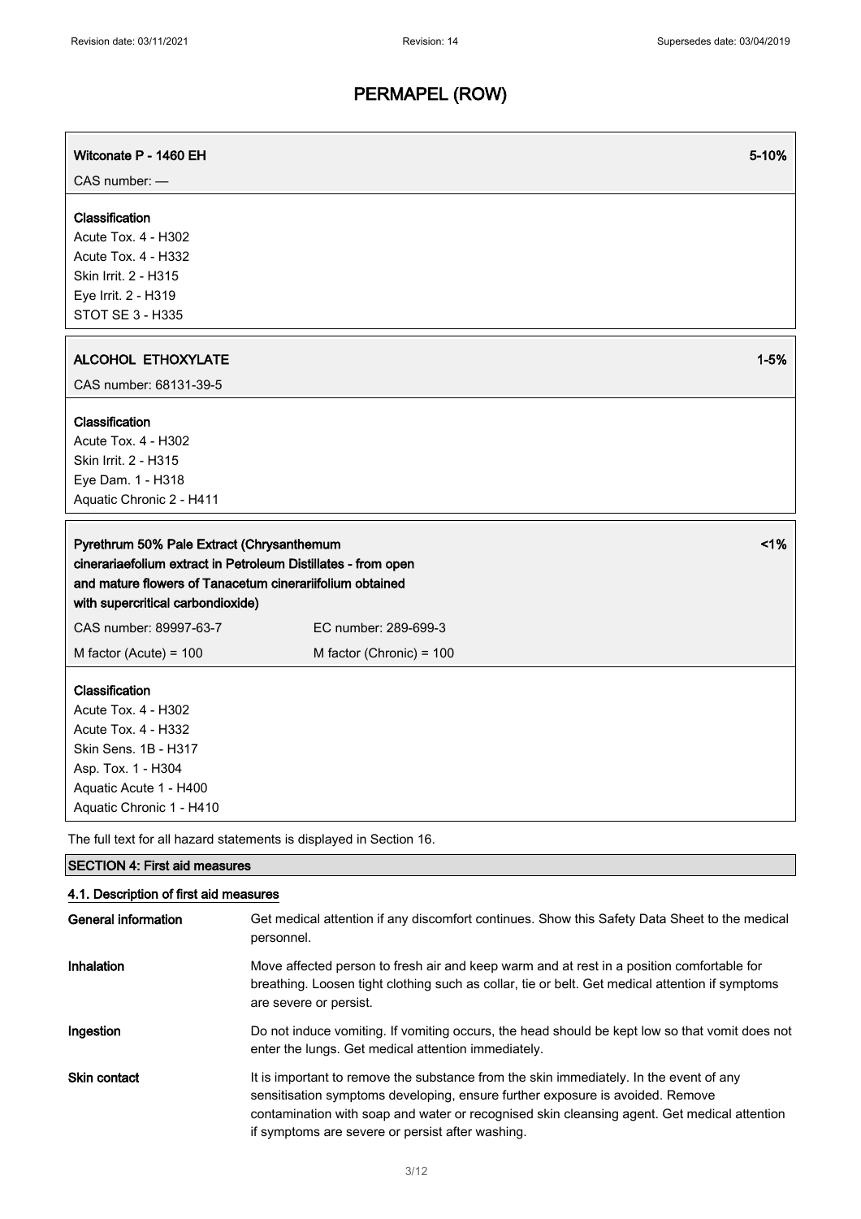**Witconate P - 1460 EH** 5-10%

CAS number: —

**Classification**
Acute Tox. 4 - H302
Acute Tox. 4 - H332
Skin Irrit. 2 - H315
Eye Irrit. 2 - H319
STOT SE 3 - H335

**ALCOHOL ETHOXYLATE** 1-5%

CAS number: 68131-39-5

**Classification**
Acute Tox. 4 - H302
Skin Irrit. 2 - H315
Eye Dam. 1 - H318
Aquatic Chronic 2 - H411

**Pyrethrum 50% Pale Extract (Chrysanthemum cinerariaefolium extract in Petroleum Distillates - from open and mature flowers of Tanacetum cinerariifolium obtained with supercritical carbondioxide)** <1%

| CAS number: 89997-63-7 | EC number: 289-699-3 |
|---|---|
| M factor (Acute) = 100 | M factor (Chronic) = 100 |

**Classification**
Acute Tox. 4 - H302
Acute Tox. 4 - H332
Skin Sens. 1B - H317
Asp. Tox. 1 - H304
Aquatic Acute 1 - H400
Aquatic Chronic 1 - H410

The full text for all hazard statements is displayed in Section 16.

## SECTION 4: First aid measures

### 4.1. Description of first aid measures

**General information** Get medical attention if any discomfort continues. Show this Safety Data Sheet to the medical personnel.

**Inhalation** Move affected person to fresh air and keep warm and at rest in a position comfortable for breathing. Loosen tight clothing such as collar, tie or belt. Get medical attention if symptoms are severe or persist.

**Ingestion** Do not induce vomiting. If vomiting occurs, the head should be kept low so that vomit does not enter the lungs. Get medical attention immediately.

**Skin contact** It is important to remove the substance from the skin immediately. In the event of any sensitisation symptoms developing, ensure further exposure is avoided. Remove contamination with soap and water or recognised skin cleansing agent. Get medical attention if symptoms are severe or persist after washing.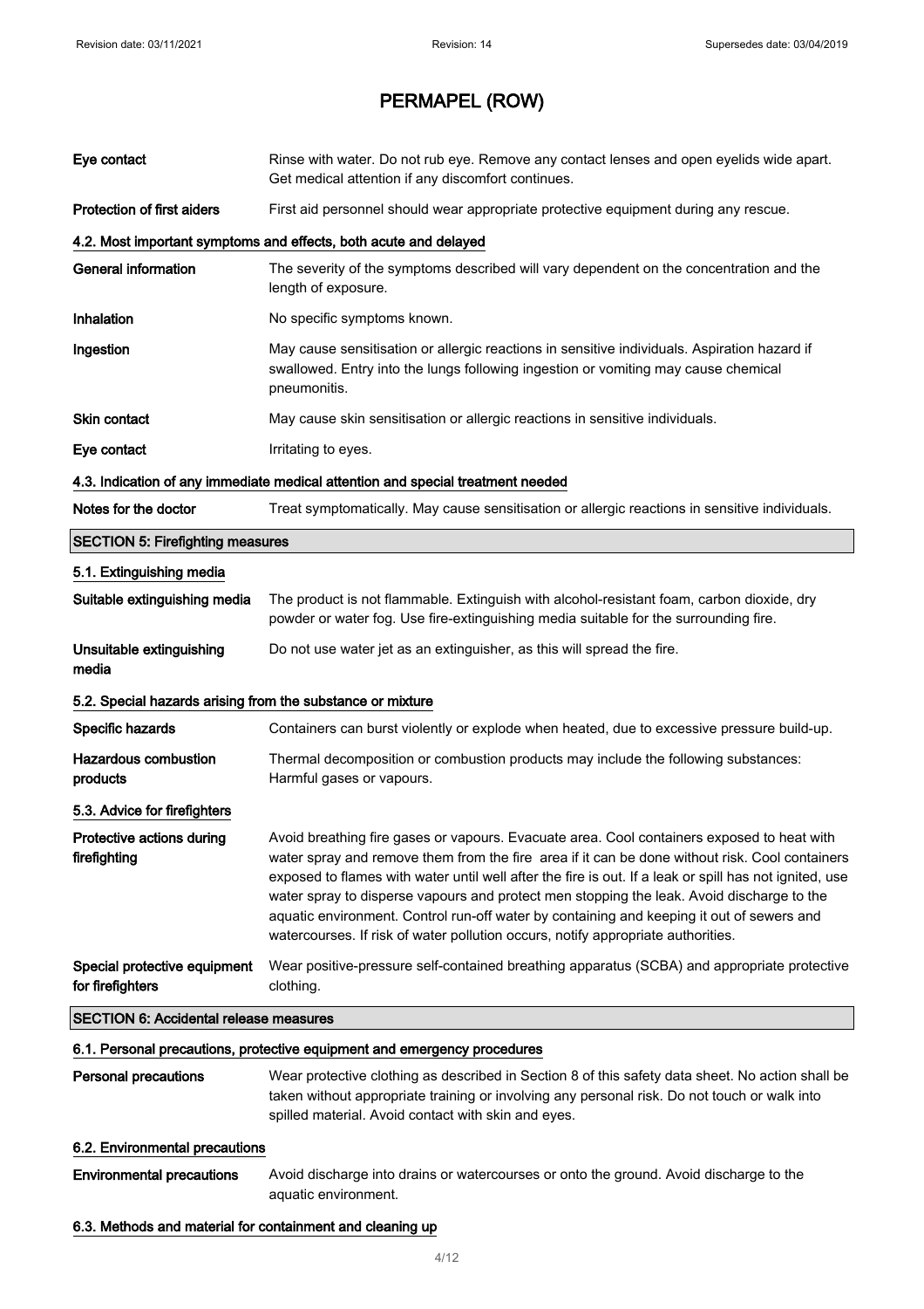| | |
|---|---|
| **Eye contact** | Rinse with water. Do not rub eye. Remove any contact lenses and open eyelids wide apart. Get medical attention if any discomfort continues. |
| **Protection of first aiders** | First aid personnel should wear appropriate protective equipment during any rescue. |

### 4.2. Most important symptoms and effects, both acute and delayed

| | |
|---|---|
| **General information** | The severity of the symptoms described will vary dependent on the concentration and the length of exposure. |
| **Inhalation** | No specific symptoms known. |
| **Ingestion** | May cause sensitisation or allergic reactions in sensitive individuals. Aspiration hazard if swallowed. Entry into the lungs following ingestion or vomiting may cause chemical pneumonitis. |
| **Skin contact** | May cause skin sensitisation or allergic reactions in sensitive individuals. |
| **Eye contact** | Irritating to eyes. |

### 4.3. Indication of any immediate medical attention and special treatment needed

| | |
|---|---|
| **Notes for the doctor** | Treat symptomatically. May cause sensitisation or allergic reactions in sensitive individuals. |

## SECTION 5: Firefighting measures

### 5.1. Extinguishing media

| | |
|---|---|
| **Suitable extinguishing media** | The product is not flammable. Extinguish with alcohol-resistant foam, carbon dioxide, dry powder or water fog. Use fire-extinguishing media suitable for the surrounding fire. |
| **Unsuitable extinguishing media** | Do not use water jet as an extinguisher, as this will spread the fire. |

### 5.2. Special hazards arising from the substance or mixture

| | |
|---|---|
| **Specific hazards** | Containers can burst violently or explode when heated, due to excessive pressure build-up. |
| **Hazardous combustion products** | Thermal decomposition or combustion products may include the following substances: Harmful gases or vapours. |

### 5.3. Advice for firefighters

| | |
|---|---|
| **Protective actions during firefighting** | Avoid breathing fire gases or vapours. Evacuate area. Cool containers exposed to heat with water spray and remove them from the fire area if it can be done without risk. Cool containers exposed to flames with water until well after the fire is out. If a leak or spill has not ignited, use water spray to disperse vapours and protect men stopping the leak. Avoid discharge to the aquatic environment. Control run-off water by containing and keeping it out of sewers and watercourses. If risk of water pollution occurs, notify appropriate authorities. |
| **Special protective equipment for firefighters** | Wear positive-pressure self-contained breathing apparatus (SCBA) and appropriate protective clothing. |

## SECTION 6: Accidental release measures

### 6.1. Personal precautions, protective equipment and emergency procedures

| | |
|---|---|
| **Personal precautions** | Wear protective clothing as described in Section 8 of this safety data sheet. No action shall be taken without appropriate training or involving any personal risk. Do not touch or walk into spilled material. Avoid contact with skin and eyes. |

### 6.2. Environmental precautions

| | |
|---|---|
| **Environmental precautions** | Avoid discharge into drains or watercourses or onto the ground. Avoid discharge to the aquatic environment. |

### 6.3. Methods and material for containment and cleaning up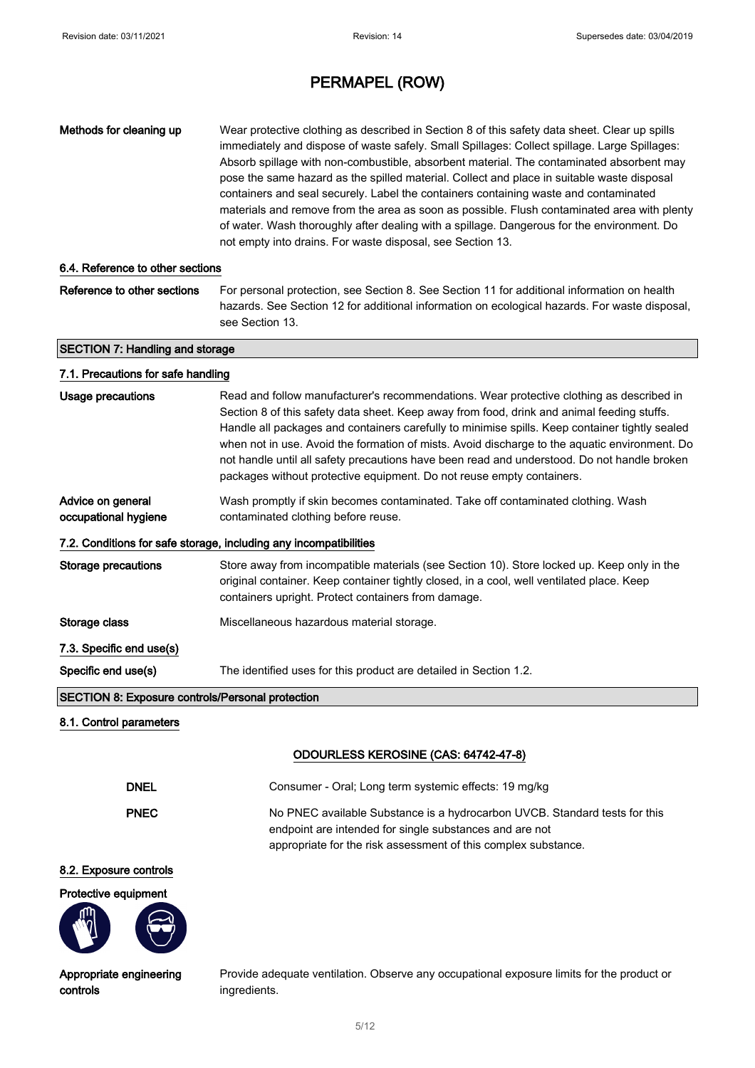| | |
|---|---|
| **Methods for cleaning up** | Wear protective clothing as described in Section 8 of this safety data sheet. Clear up spills immediately and dispose of waste safely. Small Spillages: Collect spillage. Large Spillages: Absorb spillage with non-combustible, absorbent material. The contaminated absorbent may pose the same hazard as the spilled material. Collect and place in suitable waste disposal containers and seal securely. Label the containers containing waste and contaminated materials and remove from the area as soon as possible. Flush contaminated area with plenty of water. Wash thoroughly after dealing with a spillage. Dangerous for the environment. Do not empty into drains. For waste disposal, see Section 13. |

### 6.4. Reference to other sections

| | |
|---|---|
| **Reference to other sections** | For personal protection, see Section 8. See Section 11 for additional information on health hazards. See Section 12 for additional information on ecological hazards. For waste disposal, see Section 13. |

## SECTION 7: Handling and storage

### 7.1. Precautions for safe handling

| | |
|---|---|
| **Usage precautions** | Read and follow manufacturer's recommendations. Wear protective clothing as described in Section 8 of this safety data sheet. Keep away from food, drink and animal feeding stuffs. Handle all packages and containers carefully to minimise spills. Keep container tightly sealed when not in use. Avoid the formation of mists. Avoid discharge to the aquatic environment. Do not handle until all safety precautions have been read and understood. Do not handle broken packages without protective equipment. Do not reuse empty containers. |
| **Advice on general occupational hygiene** | Wash promptly if skin becomes contaminated. Take off contaminated clothing. Wash contaminated clothing before reuse. |

### 7.2. Conditions for safe storage, including any incompatibilities

| | |
|---|---|
| **Storage precautions** | Store away from incompatible materials (see Section 10). Store locked up. Keep only in the original container. Keep container tightly closed, in a cool, well ventilated place. Keep containers upright. Protect containers from damage. |
| **Storage class** | Miscellaneous hazardous material storage. |

### 7.3. Specific end use(s)

| | |
|---|---|
| **Specific end use(s)** | The identified uses for this product are detailed in Section 1.2. |

## SECTION 8: Exposure controls/Personal protection

### 8.1. Control parameters

**ODOURLESS KEROSINE (CAS: 64742-47-8)**

| | |
|---|---|
| **DNEL** | Consumer - Oral; Long term systemic effects: 19 mg/kg |
| **PNEC** | No PNEC available Substance is a hydrocarbon UVCB. Standard tests for this endpoint are intended for single substances and are not appropriate for the risk assessment of this complex substance. |

### 8.2. Exposure controls

**Protective equipment**

| | |
|---|---|
| **Appropriate engineering controls** | Provide adequate ventilation. Observe any occupational exposure limits for the product or ingredients. |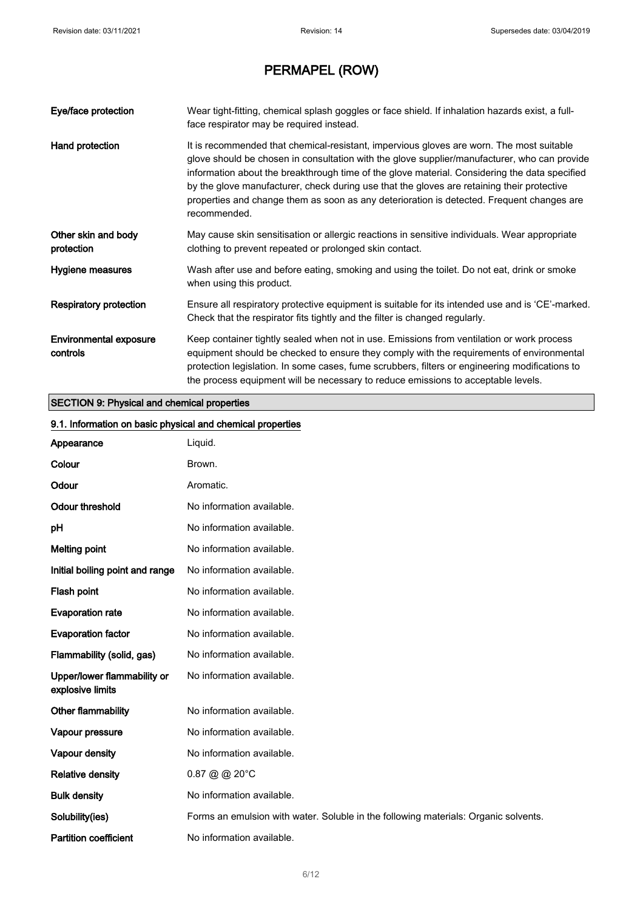| | |
|---|---|
| **Eye/face protection** | Wear tight-fitting, chemical splash goggles or face shield. If inhalation hazards exist, a full-face respirator may be required instead. |
| **Hand protection** | It is recommended that chemical-resistant, impervious gloves are worn. The most suitable glove should be chosen in consultation with the glove supplier/manufacturer, who can provide information about the breakthrough time of the glove material. Considering the data specified by the glove manufacturer, check during use that the gloves are retaining their protective properties and change them as soon as any deterioration is detected. Frequent changes are recommended. |
| **Other skin and body protection** | May cause skin sensitisation or allergic reactions in sensitive individuals. Wear appropriate clothing to prevent repeated or prolonged skin contact. |
| **Hygiene measures** | Wash after use and before eating, smoking and using the toilet. Do not eat, drink or smoke when using this product. |
| **Respiratory protection** | Ensure all respiratory protective equipment is suitable for its intended use and is 'CE'-marked. Check that the respirator fits tightly and the filter is changed regularly. |
| **Environmental exposure controls** | Keep container tightly sealed when not in use. Emissions from ventilation or work process equipment should be checked to ensure they comply with the requirements of environmental protection legislation. In some cases, fume scrubbers, filters or engineering modifications to the process equipment will be necessary to reduce emissions to acceptable levels. |

## SECTION 9: Physical and chemical properties

### 9.1. Information on basic physical and chemical properties

| | |
|---|---|
| **Appearance** | Liquid. |
| **Colour** | Brown. |
| **Odour** | Aromatic. |
| **Odour threshold** | No information available. |
| **pH** | No information available. |
| **Melting point** | No information available. |
| **Initial boiling point and range** | No information available. |
| **Flash point** | No information available. |
| **Evaporation rate** | No information available. |
| **Evaporation factor** | No information available. |
| **Flammability (solid, gas)** | No information available. |
| **Upper/lower flammability or explosive limits** | No information available. |
| **Other flammability** | No information available. |
| **Vapour pressure** | No information available. |
| **Vapour density** | No information available. |
| **Relative density** | 0.87 @ @ 20°C |
| **Bulk density** | No information available. |
| **Solubility(ies)** | Forms an emulsion with water. Soluble in the following materials: Organic solvents. |
| **Partition coefficient** | No information available. |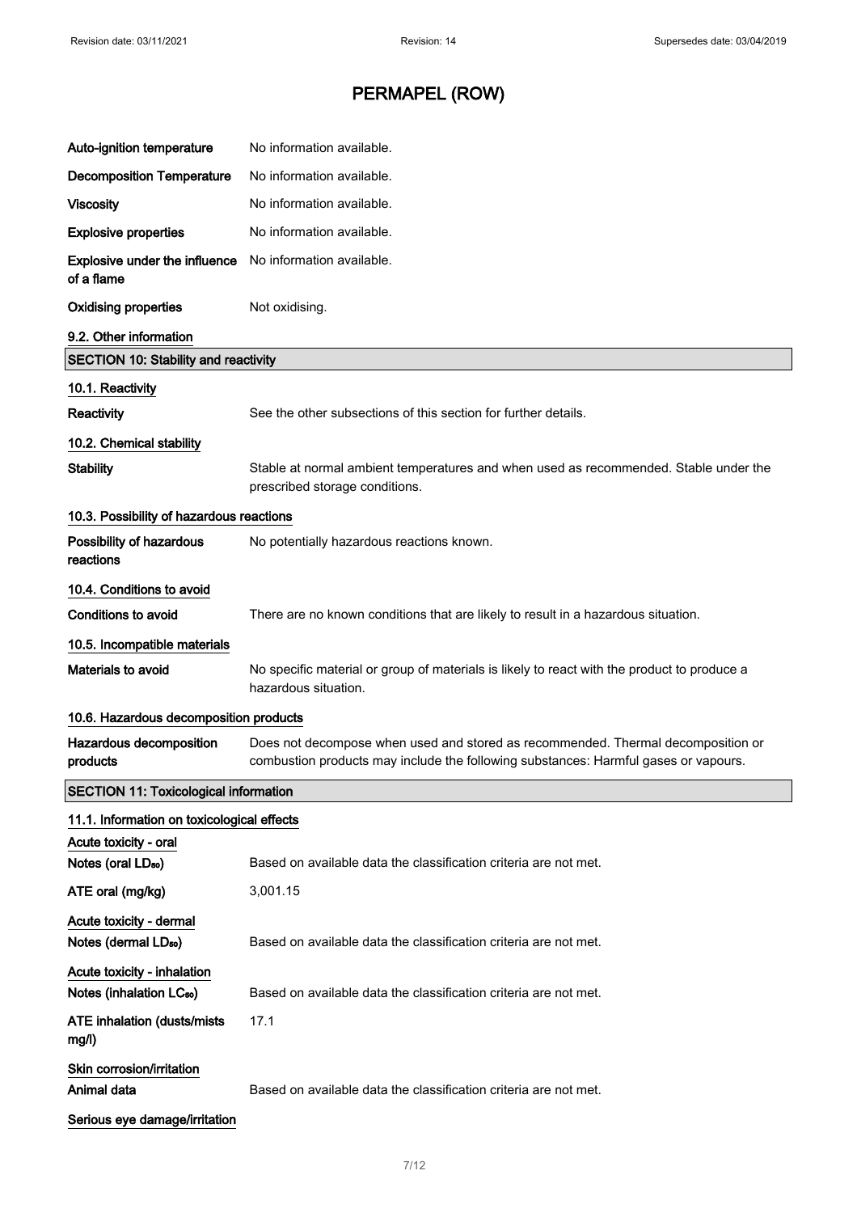# PERMAPEL (ROW)

| | |
|---|---|
| **Auto-ignition temperature** | No information available. |
| **Decomposition Temperature** | No information available. |
| **Viscosity** | No information available. |
| **Explosive properties** | No information available. |
| **Explosive under the influence of a flame** | No information available. |
| **Oxidising properties** | Not oxidising. |

**9.2. Other information**

## SECTION 10: Stability and reactivity

**10.1. Reactivity**

| | |
|---|---|
| **Reactivity** | See the other subsections of this section for further details. |

**10.2. Chemical stability**

| | |
|---|---|
| **Stability** | Stable at normal ambient temperatures and when used as recommended. Stable under the prescribed storage conditions. |

**10.3. Possibility of hazardous reactions**

| | |
|---|---|
| **Possibility of hazardous reactions** | No potentially hazardous reactions known. |

**10.4. Conditions to avoid**

| | |
|---|---|
| **Conditions to avoid** | There are no known conditions that are likely to result in a hazardous situation. |

**10.5. Incompatible materials**

| | |
|---|---|
| **Materials to avoid** | No specific material or group of materials is likely to react with the product to produce a hazardous situation. |

**10.6. Hazardous decomposition products**

| | |
|---|---|
| **Hazardous decomposition products** | Does not decompose when used and stored as recommended. Thermal decomposition or combustion products may include the following substances: Harmful gases or vapours. |

## SECTION 11: Toxicological information

**11.1. Information on toxicological effects**

**Acute toxicity - oral**

| | |
|---|---|
| **Notes (oral $LD_{50}$)** | Based on available data the classification criteria are not met. |
| **ATE oral (mg/kg)** | 3,001.15 |

**Acute toxicity - dermal**

| | |
|---|---|
| **Notes (dermal $LD_{50}$)** | Based on available data the classification criteria are not met. |

**Acute toxicity - inhalation**

| | |
|---|---|
| **Notes (inhalation $LC_{50}$)** | Based on available data the classification criteria are not met. |
| **ATE inhalation (dusts/mists mg/l)** | 17.1 |

**Skin corrosion/irritation**

| | |
|---|---|
| **Animal data** | Based on available data the classification criteria are not met. |

**Serious eye damage/irritation**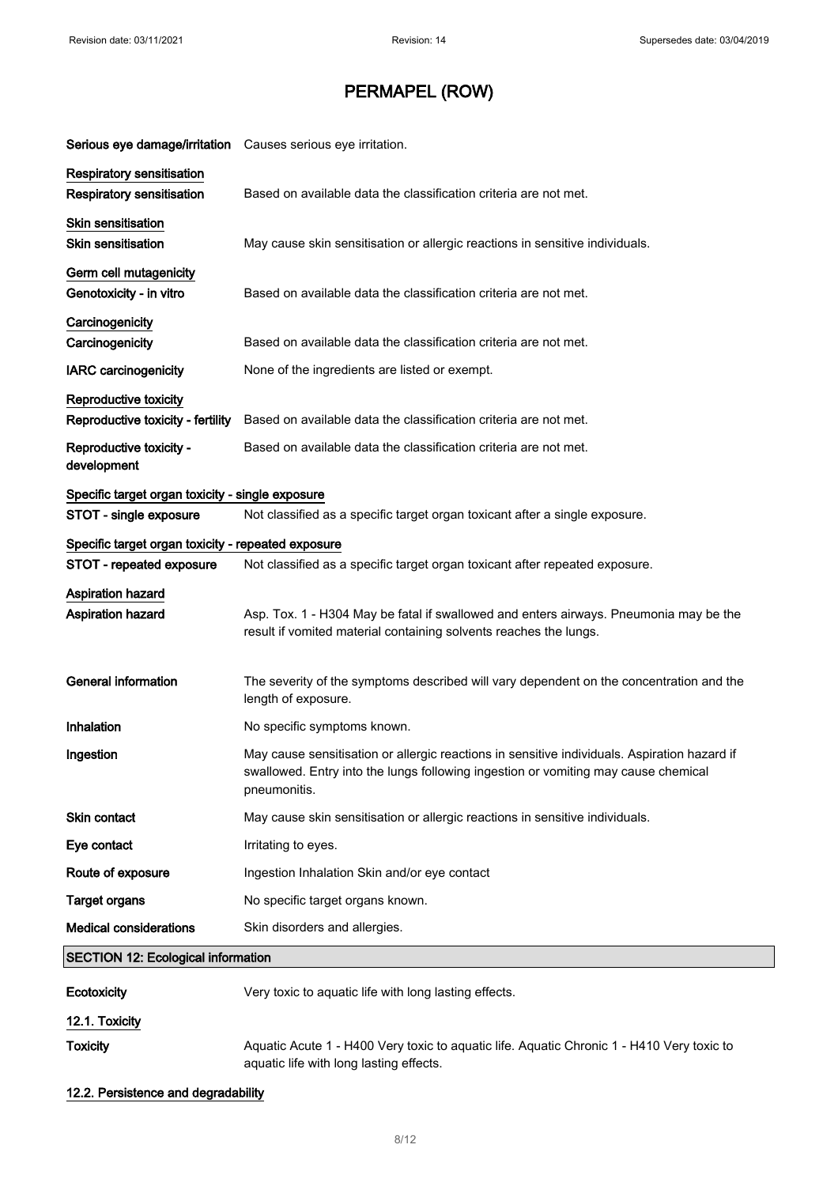# PERMAPEL (ROW)

| | |
|---|---|
| **Serious eye damage/irritation** | Causes serious eye irritation. |

**Respiratory sensitisation**

| | |
|---|---|
| **Respiratory sensitisation** | Based on available data the classification criteria are not met. |

**Skin sensitisation**

| | |
|---|---|
| **Skin sensitisation** | May cause skin sensitisation or allergic reactions in sensitive individuals. |

**Germ cell mutagenicity**

| | |
|---|---|
| **Genotoxicity - in vitro** | Based on available data the classification criteria are not met. |

**Carcinogenicity**

| | |
|---|---|
| **Carcinogenicity** | Based on available data the classification criteria are not met. |
| **IARC carcinogenicity** | None of the ingredients are listed or exempt. |

**Reproductive toxicity**

| | |
|---|---|
| **Reproductive toxicity - fertility** | Based on available data the classification criteria are not met. |
| **Reproductive toxicity - development** | Based on available data the classification criteria are not met. |

**Specific target organ toxicity - single exposure**

| | |
|---|---|
| **STOT - single exposure** | Not classified as a specific target organ toxicant after a single exposure. |

**Specific target organ toxicity - repeated exposure**

| | |
|---|---|
| **STOT - repeated exposure** | Not classified as a specific target organ toxicant after repeated exposure. |

**Aspiration hazard**

| | |
|---|---|
| **Aspiration hazard** | Asp. Tox. 1 - H304 May be fatal if swallowed and enters airways. Pneumonia may be the result if vomited material containing solvents reaches the lungs. |
| **General information** | The severity of the symptoms described will vary dependent on the concentration and the length of exposure. |
| **Inhalation** | No specific symptoms known. |
| **Ingestion** | May cause sensitisation or allergic reactions in sensitive individuals. Aspiration hazard if swallowed. Entry into the lungs following ingestion or vomiting may cause chemical pneumonitis. |
| **Skin contact** | May cause skin sensitisation or allergic reactions in sensitive individuals. |
| **Eye contact** | Irritating to eyes. |
| **Route of exposure** | Ingestion Inhalation Skin and/or eye contact |
| **Target organs** | No specific target organs known. |
| **Medical considerations** | Skin disorders and allergies. |

## SECTION 12: Ecological information

| | |
|---|---|
| **Ecotoxicity** | Very toxic to aquatic life with long lasting effects. |

**12.1. Toxicity**

| | |
|---|---|
| **Toxicity** | Aquatic Acute 1 - H400 Very toxic to aquatic life. Aquatic Chronic 1 - H410 Very toxic to aquatic life with long lasting effects. |

**12.2. Persistence and degradability**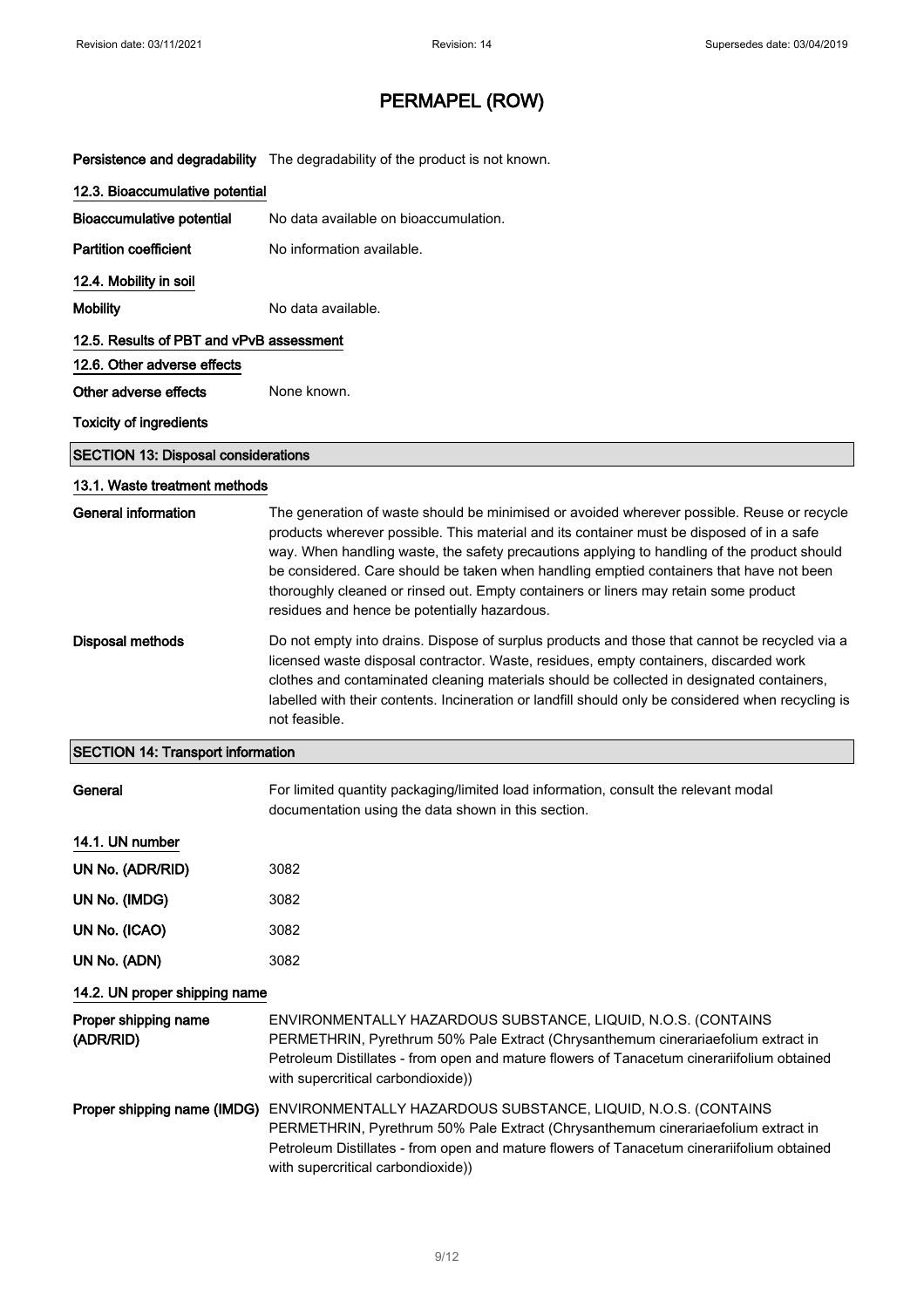**Persistence and degradability** The degradability of the product is not known.

### 12.3. Bioaccumulative potential

**Bioaccumulative potential** No data available on bioaccumulation.

**Partition coefficient** No information available.

### 12.4. Mobility in soil

**Mobility** No data available.

### 12.5. Results of PBT and vPvB assessment

### 12.6. Other adverse effects

**Other adverse effects** None known.

**Toxicity of ingredients**

## SECTION 13: Disposal considerations

### 13.1. Waste treatment methods

**General information** The generation of waste should be minimised or avoided wherever possible. Reuse or recycle products wherever possible. This material and its container must be disposed of in a safe way. When handling waste, the safety precautions applying to handling of the product should be considered. Care should be taken when handling emptied containers that have not been thoroughly cleaned or rinsed out. Empty containers or liners may retain some product residues and hence be potentially hazardous.

**Disposal methods** Do not empty into drains. Dispose of surplus products and those that cannot be recycled via a licensed waste disposal contractor. Waste, residues, empty containers, discarded work clothes and contaminated cleaning materials should be collected in designated containers, labelled with their contents. Incineration or landfill should only be considered when recycling is not feasible.

## SECTION 14: Transport information

**General** For limited quantity packaging/limited load information, consult the relevant modal documentation using the data shown in this section.

### 14.1. UN number

**UN No. (ADR/RID)** 3082

**UN No. (IMDG)** 3082

**UN No. (ICAO)** 3082

**UN No. (ADN)** 3082

### 14.2. UN proper shipping name

**Proper shipping name (ADR/RID)** ENVIRONMENTALLY HAZARDOUS SUBSTANCE, LIQUID, N.O.S. (CONTAINS PERMETHRIN, Pyrethrum 50% Pale Extract (Chrysanthemum cinerariaefolium extract in Petroleum Distillates - from open and mature flowers of Tanacetum cinerariifolium obtained with supercritical carbondioxide))

**Proper shipping name (IMDG)** ENVIRONMENTALLY HAZARDOUS SUBSTANCE, LIQUID, N.O.S. (CONTAINS PERMETHRIN, Pyrethrum 50% Pale Extract (Chrysanthemum cinerariaefolium extract in Petroleum Distillates - from open and mature flowers of Tanacetum cinerariifolium obtained with supercritical carbondioxide))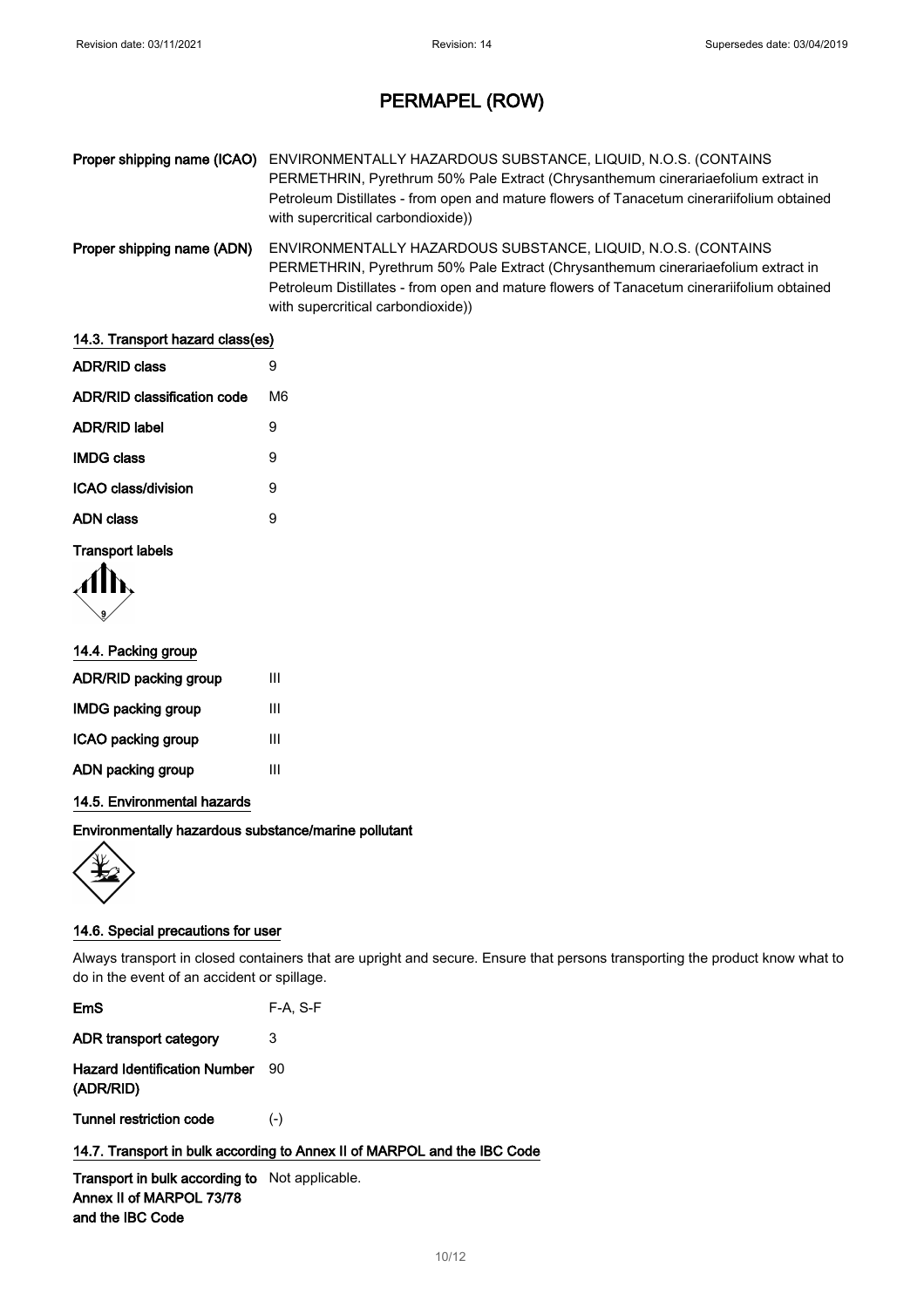**Proper shipping name (ICAO)** ENVIRONMENTALLY HAZARDOUS SUBSTANCE, LIQUID, N.O.S. (CONTAINS PERMETHRIN, Pyrethrum 50% Pale Extract (Chrysanthemum cinerariaefolium extract in Petroleum Distillates - from open and mature flowers of Tanacetum cinerariifolium obtained with supercritical carbondioxide))

**Proper shipping name (ADN)** ENVIRONMENTALLY HAZARDOUS SUBSTANCE, LIQUID, N.O.S. (CONTAINS PERMETHRIN, Pyrethrum 50% Pale Extract (Chrysanthemum cinerariaefolium extract in Petroleum Distillates - from open and mature flowers of Tanacetum cinerariifolium obtained with supercritical carbondioxide))

### 14.3. Transport hazard class(es)

**ADR/RID class** 9

**ADR/RID classification code** M6

**ADR/RID label** 9

**IMDG class** 9

**ICAO class/division** 9

**ADN class** 9

**Transport labels**

### 14.4. Packing group

**ADR/RID packing group** III

**IMDG packing group** III

**ICAO packing group** III

**ADN packing group** III

### 14.5. Environmental hazards

**Environmentally hazardous substance/marine pollutant**

### 14.6. Special precautions for user

Always transport in closed containers that are upright and secure. Ensure that persons transporting the product know what to do in the event of an accident or spillage.

**EmS** F-A, S-F

**ADR transport category** 3

**Hazard Identification Number (ADR/RID)** 90

**Tunnel restriction code** (-)

### 14.7. Transport in bulk according to Annex II of MARPOL and the IBC Code

**Transport in bulk according to Annex II of MARPOL 73/78 and the IBC Code** Not applicable.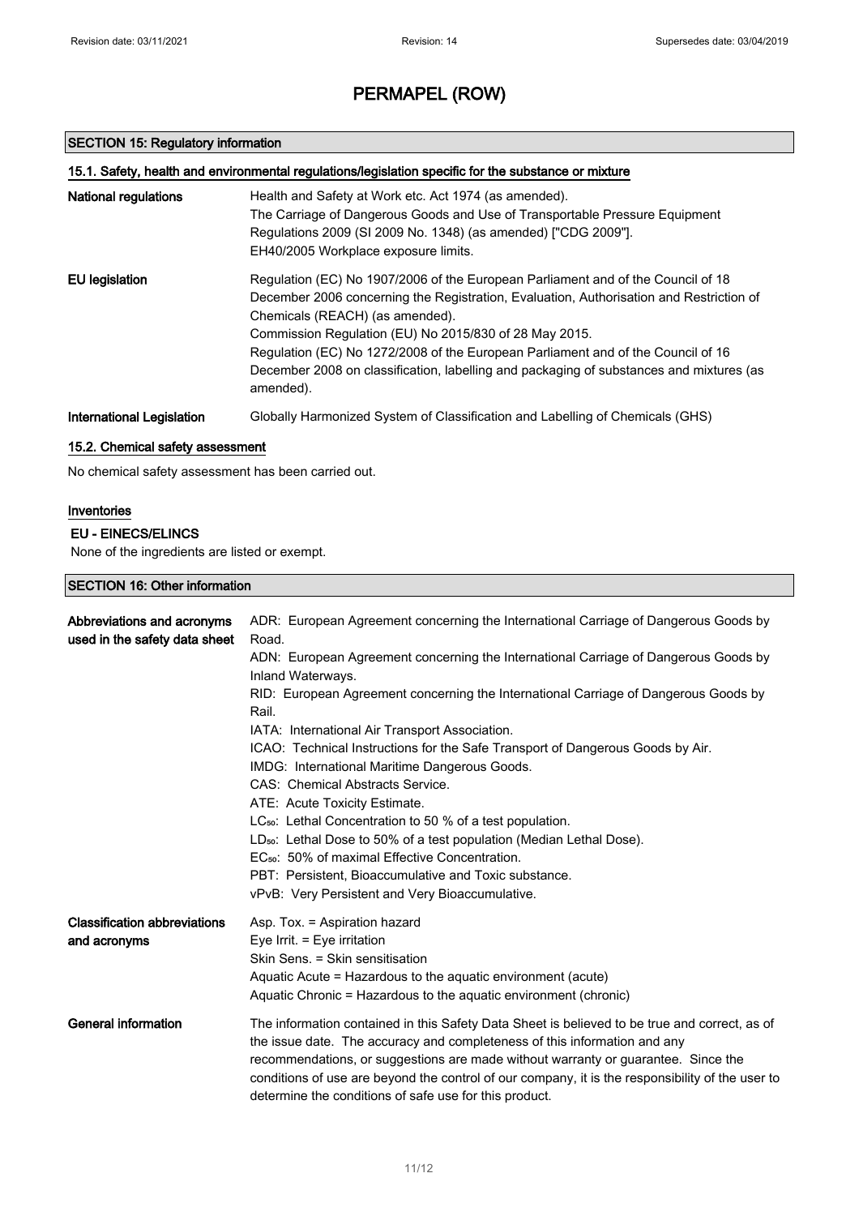# PERMAPEL (ROW)

## SECTION 15: Regulatory information

### 15.1. Safety, health and environmental regulations/legislation specific for the substance or mixture

**National regulations**

Health and Safety at Work etc. Act 1974 (as amended).
The Carriage of Dangerous Goods and Use of Transportable Pressure Equipment Regulations 2009 (SI 2009 No. 1348) (as amended) ["CDG 2009"].
EH40/2005 Workplace exposure limits.

**EU legislation**

Regulation (EC) No 1907/2006 of the European Parliament and of the Council of 18 December 2006 concerning the Registration, Evaluation, Authorisation and Restriction of Chemicals (REACH) (as amended).
Commission Regulation (EU) No 2015/830 of 28 May 2015.
Regulation (EC) No 1272/2008 of the European Parliament and of the Council of 16 December 2008 on classification, labelling and packaging of substances and mixtures (as amended).

**International Legislation**

Globally Harmonized System of Classification and Labelling of Chemicals (GHS)

### 15.2. Chemical safety assessment

No chemical safety assessment has been carried out.

#### Inventories

**EU - EINECS/ELINCS**

None of the ingredients are listed or exempt.

## SECTION 16: Other information

**Abbreviations and acronyms used in the safety data sheet**

ADR: European Agreement concerning the International Carriage of Dangerous Goods by Road.
ADN: European Agreement concerning the International Carriage of Dangerous Goods by Inland Waterways.
RID: European Agreement concerning the International Carriage of Dangerous Goods by Rail.
IATA: International Air Transport Association.
ICAO: Technical Instructions for the Safe Transport of Dangerous Goods by Air.
IMDG: International Maritime Dangerous Goods.
CAS: Chemical Abstracts Service.
ATE: Acute Toxicity Estimate.
$LC_{50}$: Lethal Concentration to 50 % of a test population.
$LD_{50}$: Lethal Dose to 50% of a test population (Median Lethal Dose).
$EC_{50}$: 50% of maximal Effective Concentration.
PBT: Persistent, Bioaccumulative and Toxic substance.
vPvB: Very Persistent and Very Bioaccumulative.

**Classification abbreviations and acronyms**

Asp. Tox. = Aspiration hazard
Eye Irrit. = Eye irritation
Skin Sens. = Skin sensitisation
Aquatic Acute = Hazardous to the aquatic environment (acute)
Aquatic Chronic = Hazardous to the aquatic environment (chronic)

**General information**

The information contained in this Safety Data Sheet is believed to be true and correct, as of the issue date. The accuracy and completeness of this information and any recommendations, or suggestions are made without warranty or guarantee. Since the conditions of use are beyond the control of our company, it is the responsibility of the user to determine the conditions of safe use for this product.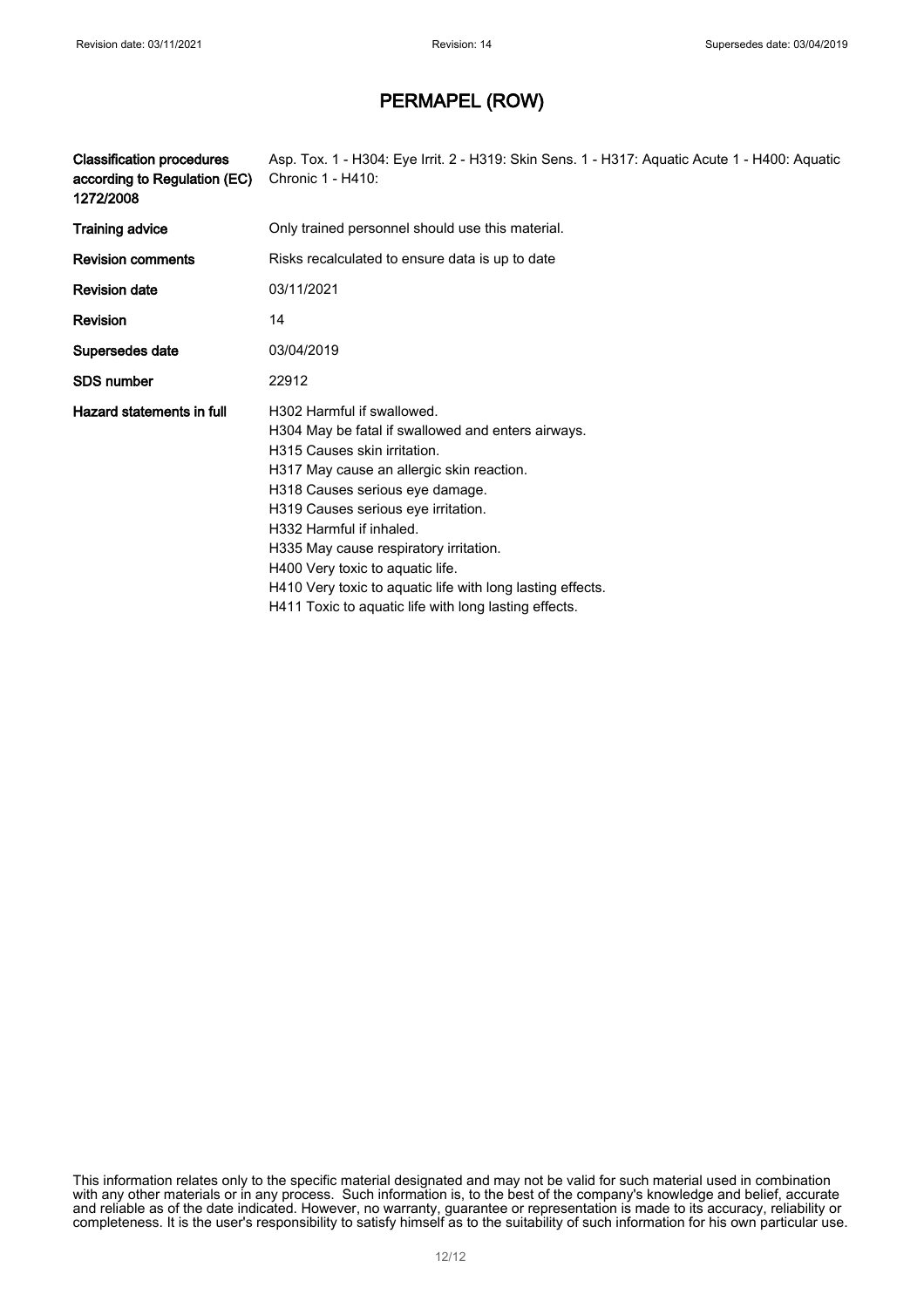# PERMAPEL (ROW)

| | |
|---|---|
| **Classification procedures according to Regulation (EC) 1272/2008** | Asp. Tox. 1 - H304: Eye Irrit. 2 - H319: Skin Sens. 1 - H317: Aquatic Acute 1 - H400: Aquatic Chronic 1 - H410: |
| **Training advice** | Only trained personnel should use this material. |
| **Revision comments** | Risks recalculated to ensure data is up to date |
| **Revision date** | 03/11/2021 |
| **Revision** | 14 |
| **Supersedes date** | 03/04/2019 |
| **SDS number** | 22912 |
| **Hazard statements in full** | H302 Harmful if swallowed.<br>H304 May be fatal if swallowed and enters airways.<br>H315 Causes skin irritation.<br>H317 May cause an allergic skin reaction.<br>H318 Causes serious eye damage.<br>H319 Causes serious eye irritation.<br>H332 Harmful if inhaled.<br>H335 May cause respiratory irritation.<br>H400 Very toxic to aquatic life.<br>H410 Very toxic to aquatic life with long lasting effects.<br>H411 Toxic to aquatic life with long lasting effects. |

This information relates only to the specific material designated and may not be valid for such material used in combination with any other materials or in any process. Such information is, to the best of the company's knowledge and belief, accurate and reliable as of the date indicated. However, no warranty, guarantee or representation is made to its accuracy, reliability or completeness. It is the user's responsibility to satisfy himself as to the suitability of such information for his own particular use.